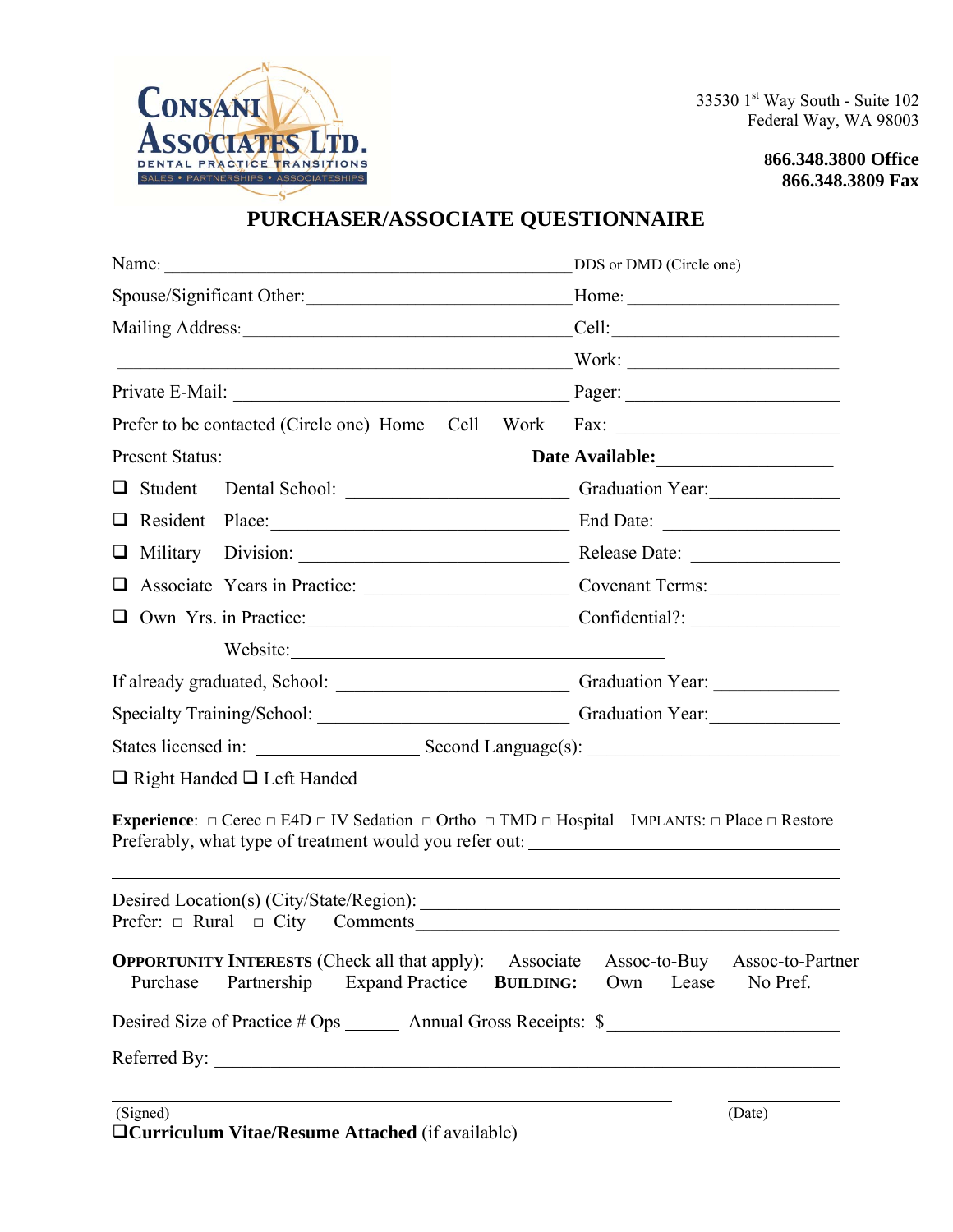CONSANI ASSOCIATES LTD.
DENTAL PRACTICE TRANSITIONS
SALES • PARTNERSHIPS • ASSOCIATESHIPS

33530 1st Way South - Suite 102
Federal Way, WA 98003

**866.348.3800 Office**
**866.348.3809 Fax**

# PURCHASER/ASSOCIATE QUESTIONNAIRE

Name: ________________________________ DDS or DMD (Circle one)

Spouse/Significant Other: ________________________ Home: ____________________

Mailing Address: ________________________________ Cell: ____________________

________________________________________________ Work: ____________________

Private E-Mail: ________________________________ Pager: ____________________

Prefer to be contacted (Circle one) Home Cell Work Fax: ____________________

Present Status: **Date Available:** ________________

❑ Student Dental School: ____________________ Graduation Year: ____________

❑ Resident Place: ____________________ End Date: ____________

❑ Military Division: ____________________ Release Date: ____________

❑ Associate Years in Practice: ____________________ Covenant Terms: ____________

❑ Own Yrs. in Practice: ____________________ Confidential?: ____________

Website: ________________________________

If already graduated, School: ____________________ Graduation Year: ____________

Specialty Training/School: ____________________ Graduation Year: ____________

States licensed in: ______________ Second Language(s): ____________________

❑ Right Handed ❑ Left Handed

**Experience**: □ Cerec □ E4D □ IV Sedation □ Ortho □ TMD □ Hospital IMPLANTS: □ Place □ Restore

Preferably, what type of treatment would you refer out: ________________________________

________________________________________________________________________

Desired Location(s) (City/State/Region): ________________________________

Prefer: □ Rural □ City Comments ________________________________

**OPPORTUNITY INTERESTS** (Check all that apply): Associate Assoc-to-Buy Assoc-to-Partner Purchase Partnership Expand Practice **BUILDING:** Own Lease No Pref.

Desired Size of Practice # Ops ______ Annual Gross Receipts: $ ____________________

Referred By: ________________________________________________________________

________________________________________ ____________

(Signed) (Date)

❑**Curriculum Vitae/Resume Attached** (if available)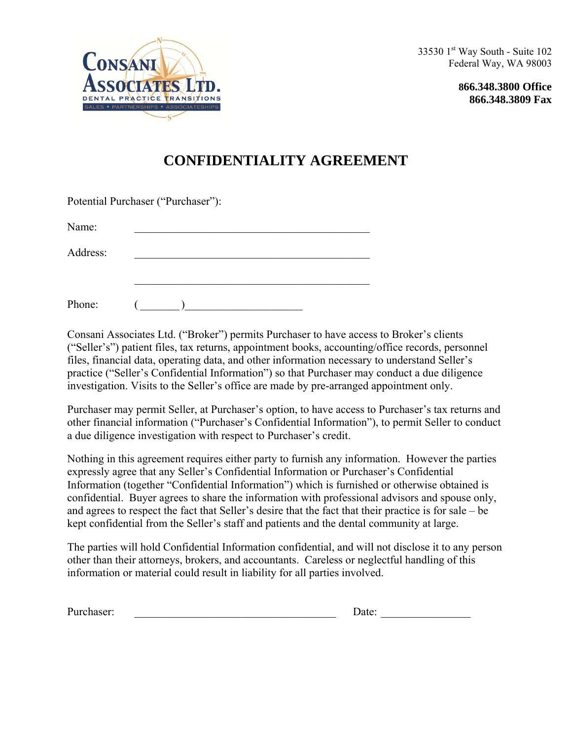Consani Associates Ltd.
DENTAL PRACTICE TRANSITIONS
SALES • PARTNERSHIPS • ASSOCIATESHIPS

33530 1st Way South - Suite 102
Federal Way, WA 98003

**866.348.3800 Office**
**866.348.3809 Fax**

# CONFIDENTIALITY AGREEMENT

Potential Purchaser ("Purchaser"):

Name: \_\_\_\_\_\_\_\_\_\_\_\_\_\_\_\_\_\_\_\_\_\_\_\_\_\_\_\_\_\_\_\_\_\_\_\_\_\_\_\_\_\_\_\_

Address: \_\_\_\_\_\_\_\_\_\_\_\_\_\_\_\_\_\_\_\_\_\_\_\_\_\_\_\_\_\_\_\_\_\_\_\_\_\_\_\_\_\_\_\_

\_\_\_\_\_\_\_\_\_\_\_\_\_\_\_\_\_\_\_\_\_\_\_\_\_\_\_\_\_\_\_\_\_\_\_\_\_\_\_\_\_\_\_\_

Phone: (\_\_\_\_\_\_\_)\_\_\_\_\_\_\_\_\_\_\_\_\_\_\_\_\_\_\_\_\_

Consani Associates Ltd. ("Broker") permits Purchaser to have access to Broker's clients ("Seller's") patient files, tax returns, appointment books, accounting/office records, personnel files, financial data, operating data, and other information necessary to understand Seller's practice ("Seller's Confidential Information") so that Purchaser may conduct a due diligence investigation. Visits to the Seller's office are made by pre-arranged appointment only.

Purchaser may permit Seller, at Purchaser's option, to have access to Purchaser's tax returns and other financial information ("Purchaser's Confidential Information"), to permit Seller to conduct a due diligence investigation with respect to Purchaser's credit.

Nothing in this agreement requires either party to furnish any information. However the parties expressly agree that any Seller's Confidential Information or Purchaser's Confidential Information (together "Confidential Information") which is furnished or otherwise obtained is confidential. Buyer agrees to share the information with professional advisors and spouse only, and agrees to respect the fact that Seller's desire that the fact that their practice is for sale – be kept confidential from the Seller's staff and patients and the dental community at large.

The parties will hold Confidential Information confidential, and will not disclose it to any person other than their attorneys, brokers, and accountants. Careless or neglectful handling of this information or material could result in liability for all parties involved.

Purchaser: \_\_\_\_\_\_\_\_\_\_\_\_\_\_\_\_\_\_\_\_\_\_\_\_\_\_\_\_\_\_\_\_\_\_\_\_\_\_ Date: \_\_\_\_\_\_\_\_\_\_\_\_\_\_\_\_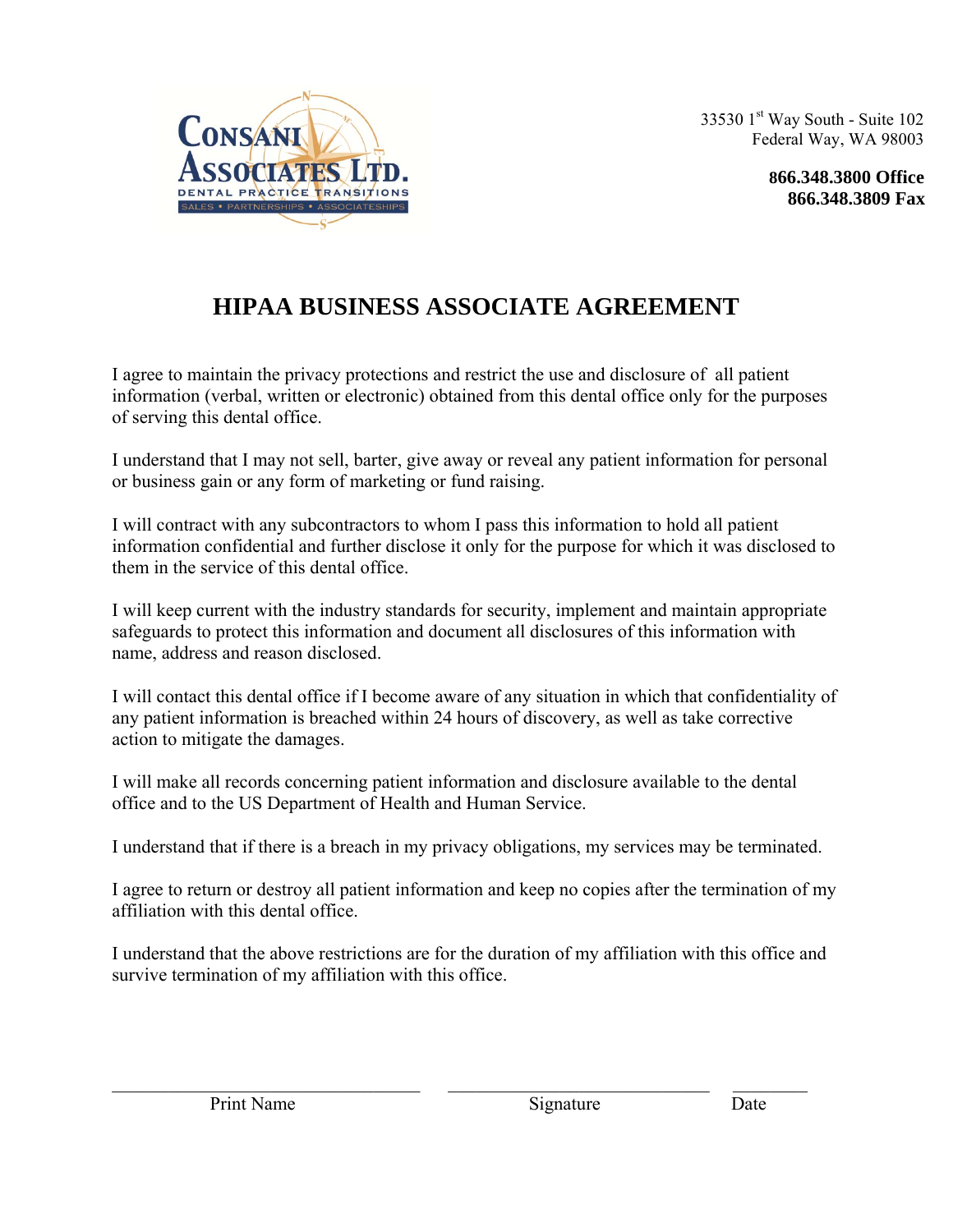CONSANI ASSOCIATES LTD.
DENTAL PRACTICE TRANSITIONS
SALES • PARTNERSHIPS • ASSOCIATESHIPS

33530 1st Way South - Suite 102
Federal Way, WA 98003

**866.348.3800 Office**
**866.348.3809 Fax**

# HIPAA BUSINESS ASSOCIATE AGREEMENT

I agree to maintain the privacy protections and restrict the use and disclosure of all patient information (verbal, written or electronic) obtained from this dental office only for the purposes of serving this dental office.

I understand that I may not sell, barter, give away or reveal any patient information for personal or business gain or any form of marketing or fund raising.

I will contract with any subcontractors to whom I pass this information to hold all patient information confidential and further disclose it only for the purpose for which it was disclosed to them in the service of this dental office.

I will keep current with the industry standards for security, implement and maintain appropriate safeguards to protect this information and document all disclosures of this information with name, address and reason disclosed.

I will contact this dental office if I become aware of any situation in which that confidentiality of any patient information is breached within 24 hours of discovery, as well as take corrective action to mitigate the damages.

I will make all records concerning patient information and disclosure available to the dental office and to the US Department of Health and Human Service.

I understand that if there is a breach in my privacy obligations, my services may be terminated.

I agree to return or destroy all patient information and keep no copies after the termination of my affiliation with this dental office.

I understand that the above restrictions are for the duration of my affiliation with this office and survive termination of my affiliation with this office.

\_\_\_\_\_\_\_\_\_\_\_\_\_\_\_\_\_\_\_\_\_\_\_\_\_\_\_\_ \_\_\_\_\_\_\_\_\_\_\_\_\_\_\_\_\_\_\_\_\_\_\_\_\_\_\_\_ \_\_\_\_\_\_\_\_

Print Name Signature Date